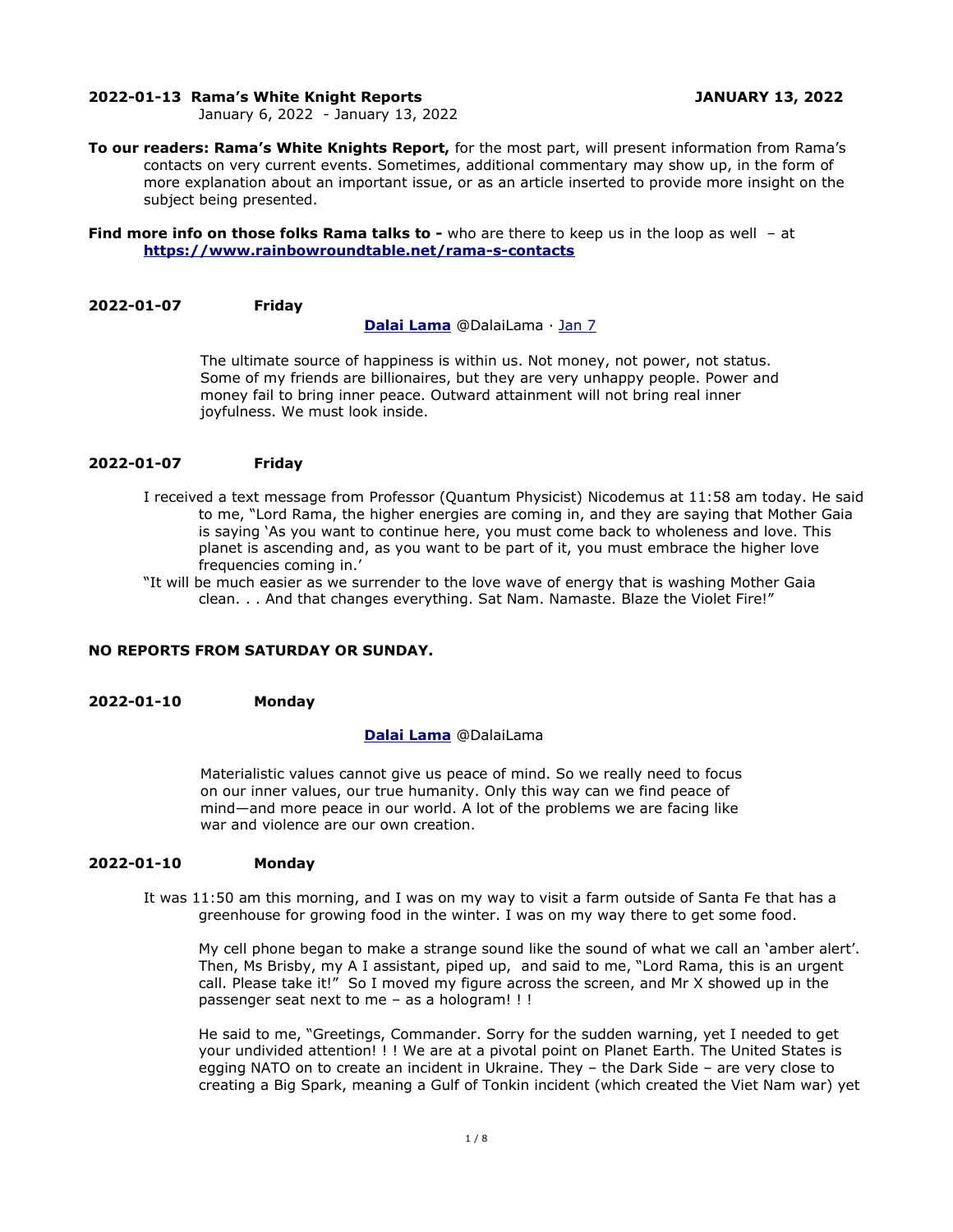**2022-01-13 Rama's White Knight Reports** **JANUARY 13, 2022**

January 6, 2022 - January 13, 2022

**To our readers: Rama's White Knights Report,** for the most part, will present information from Rama's contacts on very current events. Sometimes, additional commentary may show up, in the form of more explanation about an important issue, or as an article inserted to provide more insight on the subject being presented.

**Find more info on those folks Rama talks to -** who are there to keep us in the loop as well – at **[https://www.rainbowroundtable.net/rama-s-contacts](https://www.rainbowroundtable.net/rama-s-contacts)**

**2022-01-07 Friday**

**Dalai Lama** @DalaiLama · Jan 7

> The ultimate source of happiness is within us. Not money, not power, not status. Some of my friends are billionaires, but they are very unhappy people. Power and money fail to bring inner peace. Outward attainment will not bring real inner joyfulness. We must look inside.

**2022-01-07 Friday**

I received a text message from Professor (Quantum Physicist) Nicodemus at 11:58 am today. He said to me, "Lord Rama, the higher energies are coming in, and they are saying that Mother Gaia is saying 'As you want to continue here, you must come back to wholeness and love. This planet is ascending and, as you want to be part of it, you must embrace the higher love frequencies coming in.'

"It will be much easier as we surrender to the love wave of energy that is washing Mother Gaia clean. . . And that changes everything. Sat Nam. Namaste. Blaze the Violet Fire!"

**NO REPORTS FROM SATURDAY OR SUNDAY.**

**2022-01-10 Monday**

**Dalai Lama** @DalaiLama

> Materialistic values cannot give us peace of mind. So we really need to focus on our inner values, our true humanity. Only this way can we find peace of mind—and more peace in our world. A lot of the problems we are facing like war and violence are our own creation.

**2022-01-10 Monday**

It was 11:50 am this morning, and I was on my way to visit a farm outside of Santa Fe that has a greenhouse for growing food in the winter. I was on my way there to get some food.

My cell phone began to make a strange sound like the sound of what we call an 'amber alert'. Then, Ms Brisby, my A I assistant, piped up, and said to me, "Lord Rama, this is an urgent call. Please take it!" So I moved my figure across the screen, and Mr X showed up in the passenger seat next to me – as a hologram! ! !

He said to me, "Greetings, Commander. Sorry for the sudden warning, yet I needed to get your undivided attention! ! ! We are at a pivotal point on Planet Earth. The United States is egging NATO on to create an incident in Ukraine. They – the Dark Side – are very close to creating a Big Spark, meaning a Gulf of Tonkin incident (which created the Viet Nam war) yet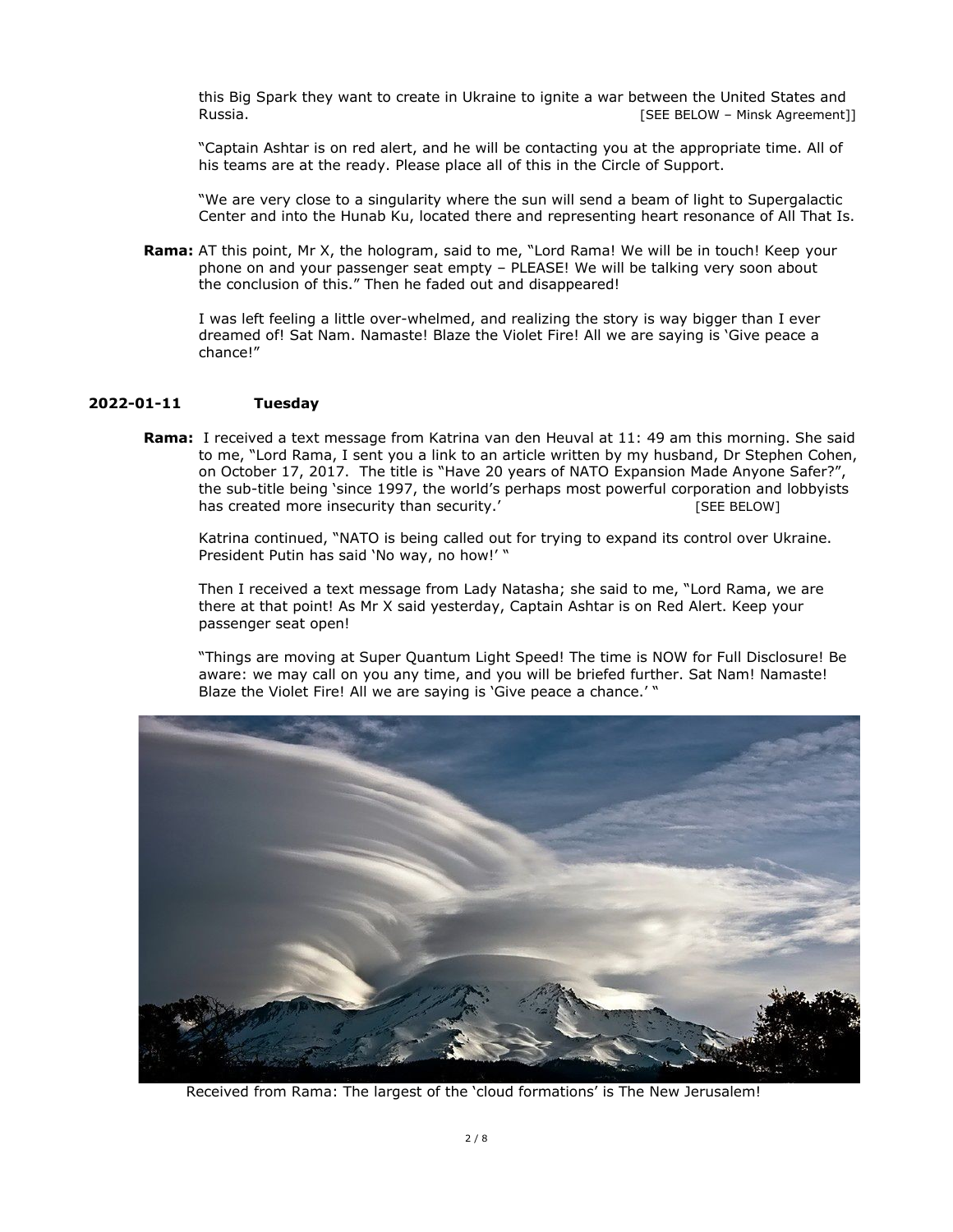this Big Spark they want to create in Ukraine to ignite a war between the United States and Russia. [SEE BELOW – Minsk Agreement]]

"Captain Ashtar is on red alert, and he will be contacting you at the appropriate time. All of his teams are at the ready. Please place all of this in the Circle of Support.

"We are very close to a singularity where the sun will send a beam of light to Supergalactic Center and into the Hunab Ku, located there and representing heart resonance of All That Is.

**Rama:** AT this point, Mr X, the hologram, said to me, "Lord Rama! We will be in touch! Keep your phone on and your passenger seat empty – PLEASE! We will be talking very soon about the conclusion of this." Then he faded out and disappeared!

I was left feeling a little over-whelmed, and realizing the story is way bigger than I ever dreamed of! Sat Nam. Namaste! Blaze the Violet Fire! All we are saying is 'Give peace a chance!"

## 2022-01-11 Tuesday

**Rama:** I received a text message from Katrina van den Heuval at 11: 49 am this morning. She said to me, "Lord Rama, I sent you a link to an article written by my husband, Dr Stephen Cohen, on October 17, 2017. The title is "Have 20 years of NATO Expansion Made Anyone Safer?", the sub-title being 'since 1997, the world's perhaps most powerful corporation and lobbyists has created more insecurity than security.' [SEE BELOW]

Katrina continued, "NATO is being called out for trying to expand its control over Ukraine. President Putin has said 'No way, no how!' "

Then I received a text message from Lady Natasha; she said to me, "Lord Rama, we are there at that point! As Mr X said yesterday, Captain Ashtar is on Red Alert. Keep your passenger seat open!

"Things are moving at Super Quantum Light Speed! The time is NOW for Full Disclosure! Be aware: we may call on you any time, and you will be briefed further. Sat Nam! Namaste! Blaze the Violet Fire! All we are saying is 'Give peace a chance.' "

Received from Rama: The largest of the 'cloud formations' is The New Jerusalem!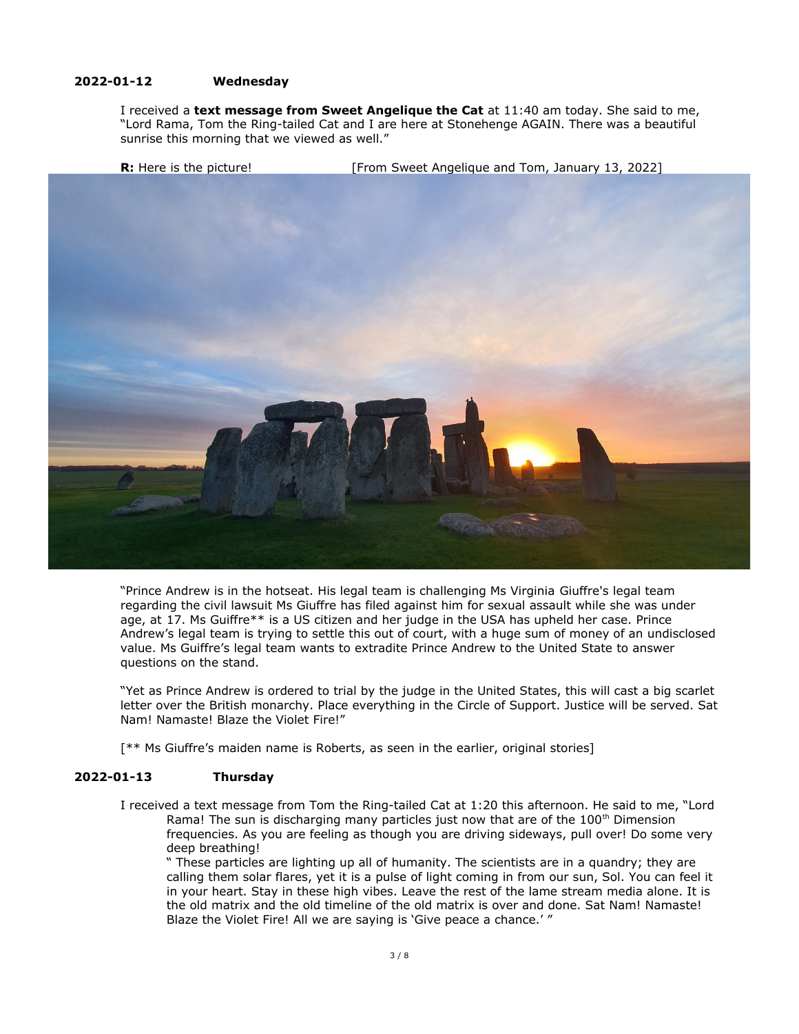**2022-01-12 Wednesday**

I received a **text message from Sweet Angelique the Cat** at 11:40 am today. She said to me, "Lord Rama, Tom the Ring-tailed Cat and I are here at Stonehenge AGAIN. There was a beautiful sunrise this morning that we viewed as well."

**R:** Here is the picture! [From Sweet Angelique and Tom, January 13, 2022]

"Prince Andrew is in the hotseat. His legal team is challenging Ms Virginia Giuffre's legal team regarding the civil lawsuit Ms Giuffre has filed against him for sexual assault while she was under age, at 17. Ms Guiffre** is a US citizen and her judge in the USA has upheld her case. Prince Andrew's legal team is trying to settle this out of court, with a huge sum of money of an undisclosed value. Ms Guiffre's legal team wants to extradite Prince Andrew to the United State to answer questions on the stand.

"Yet as Prince Andrew is ordered to trial by the judge in the United States, this will cast a big scarlet letter over the British monarchy. Place everything in the Circle of Support. Justice will be served. Sat Nam! Namaste! Blaze the Violet Fire!"

[** Ms Guiffre's maiden name is Roberts, as seen in the earlier, original stories]

**2022-01-13 Thursday**

I received a text message from Tom the Ring-tailed Cat at 1:20 this afternoon. He said to me, "Lord Rama! The sun is discharging many particles just now that are of the 100th Dimension frequencies. As you are feeling as though you are driving sideways, pull over! Do some very deep breathing!

" These particles are lighting up all of humanity. The scientists are in a quandry; they are calling them solar flares, yet it is a pulse of light coming in from our sun, Sol. You can feel it in your heart. Stay in these high vibes. Leave the rest of the lame stream media alone. It is the old matrix and the old timeline of the old matrix is over and done. Sat Nam! Namaste! Blaze the Violet Fire! All we are saying is 'Give peace a chance.' "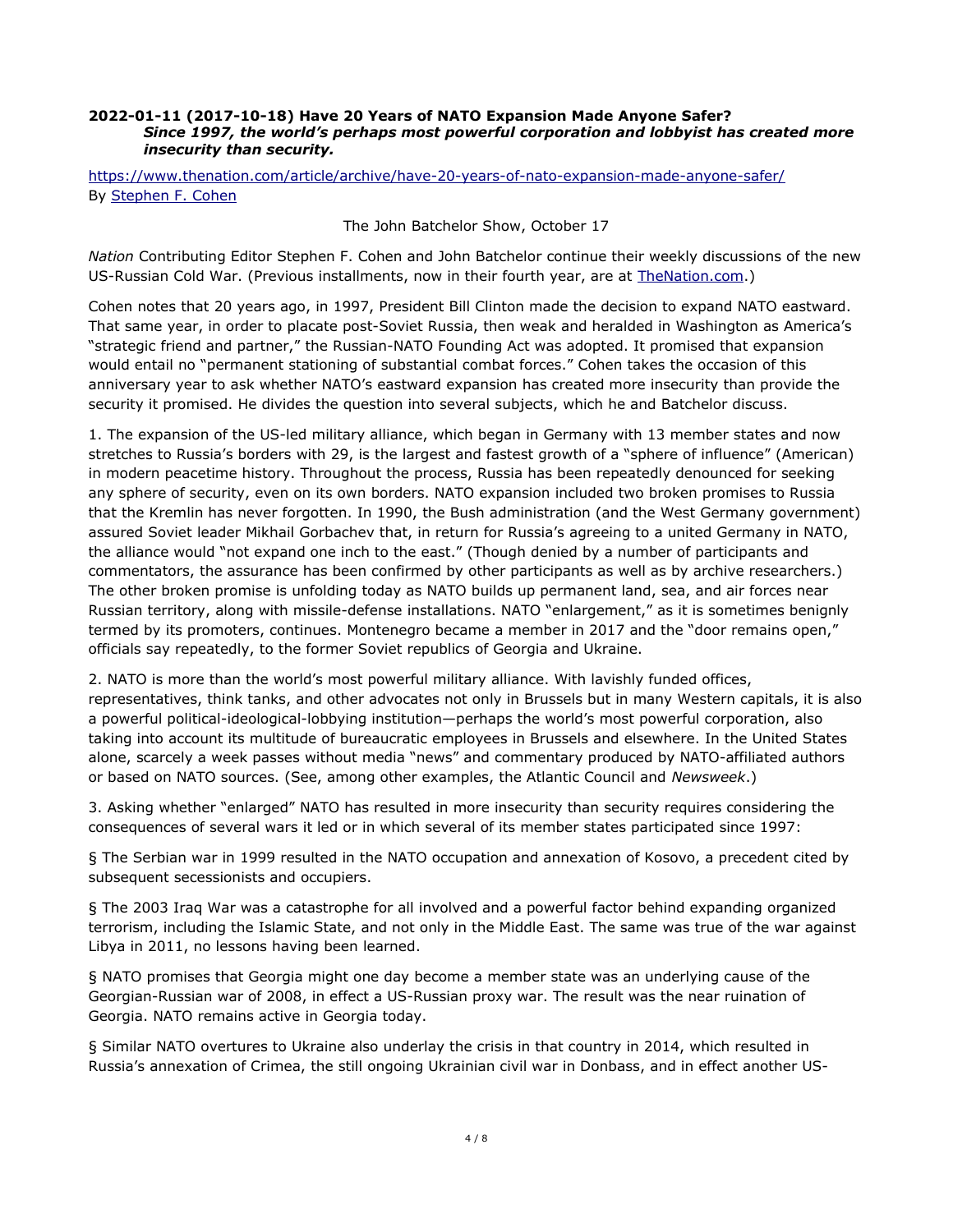**2022-01-11 (2017-10-18) Have 20 Years of NATO Expansion Made Anyone Safer?**
***Since 1997, the world's perhaps most powerful corporation and lobbyist has created more insecurity than security.***

https://www.thenation.com/article/archive/have-20-years-of-nato-expansion-made-anyone-safer/
By Stephen F. Cohen

The John Batchelor Show, October 17

*Nation* Contributing Editor Stephen F. Cohen and John Batchelor continue their weekly discussions of the new US-Russian Cold War. (Previous installments, now in their fourth year, are at TheNation.com.)

Cohen notes that 20 years ago, in 1997, President Bill Clinton made the decision to expand NATO eastward. That same year, in order to placate post-Soviet Russia, then weak and heralded in Washington as America's "strategic friend and partner," the Russian-NATO Founding Act was adopted. It promised that expansion would entail no "permanent stationing of substantial combat forces." Cohen takes the occasion of this anniversary year to ask whether NATO's eastward expansion has created more insecurity than provide the security it promised. He divides the question into several subjects, which he and Batchelor discuss.

1. The expansion of the US-led military alliance, which began in Germany with 13 member states and now stretches to Russia's borders with 29, is the largest and fastest growth of a "sphere of influence" (American) in modern peacetime history. Throughout the process, Russia has been repeatedly denounced for seeking any sphere of security, even on its own borders. NATO expansion included two broken promises to Russia that the Kremlin has never forgotten. In 1990, the Bush administration (and the West Germany government) assured Soviet leader Mikhail Gorbachev that, in return for Russia's agreeing to a united Germany in NATO, the alliance would "not expand one inch to the east." (Though denied by a number of participants and commentators, the assurance has been confirmed by other participants as well as by archive researchers.) The other broken promise is unfolding today as NATO builds up permanent land, sea, and air forces near Russian territory, along with missile-defense installations. NATO "enlargement," as it is sometimes benignly termed by its promoters, continues. Montenegro became a member in 2017 and the "door remains open," officials say repeatedly, to the former Soviet republics of Georgia and Ukraine.

2. NATO is more than the world's most powerful military alliance. With lavishly funded offices, representatives, think tanks, and other advocates not only in Brussels but in many Western capitals, it is also a powerful political-ideological-lobbying institution—perhaps the world's most powerful corporation, also taking into account its multitude of bureaucratic employees in Brussels and elsewhere. In the United States alone, scarcely a week passes without media "news" and commentary produced by NATO-affiliated authors or based on NATO sources. (See, among other examples, the Atlantic Council and *Newsweek*.)

3. Asking whether "enlarged" NATO has resulted in more insecurity than security requires considering the consequences of several wars it led or in which several of its member states participated since 1997:

§ The Serbian war in 1999 resulted in the NATO occupation and annexation of Kosovo, a precedent cited by subsequent secessionists and occupiers.

§ The 2003 Iraq War was a catastrophe for all involved and a powerful factor behind expanding organized terrorism, including the Islamic State, and not only in the Middle East. The same was true of the war against Libya in 2011, no lessons having been learned.

§ NATO promises that Georgia might one day become a member state was an underlying cause of the Georgian-Russian war of 2008, in effect a US-Russian proxy war. The result was the near ruination of Georgia. NATO remains active in Georgia today.

§ Similar NATO overtures to Ukraine also underlay the crisis in that country in 2014, which resulted in Russia's annexation of Crimea, the still ongoing Ukrainian civil war in Donbass, and in effect another US-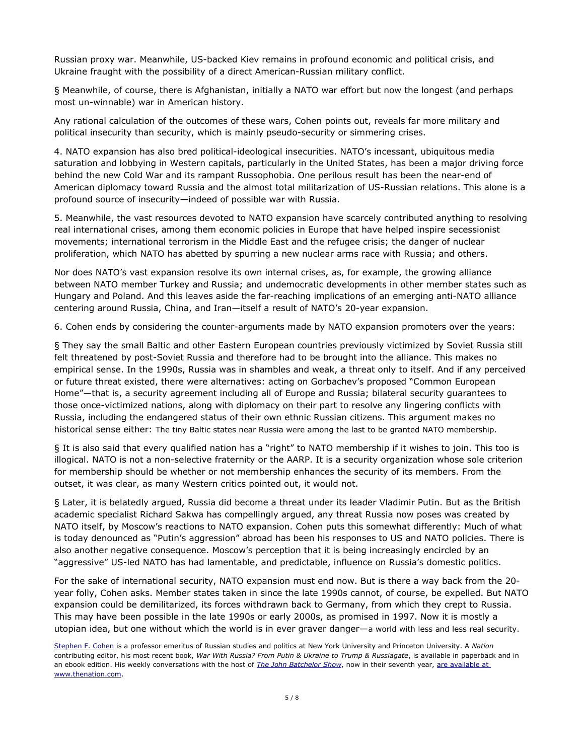Russian proxy war. Meanwhile, US-backed Kiev remains in profound economic and political crisis, and Ukraine fraught with the possibility of a direct American-Russian military conflict.

§ Meanwhile, of course, there is Afghanistan, initially a NATO war effort but now the longest (and perhaps most un-winnable) war in American history.

Any rational calculation of the outcomes of these wars, Cohen points out, reveals far more military and political insecurity than security, which is mainly pseudo-security or simmering crises.

4. NATO expansion has also bred political-ideological insecurities. NATO's incessant, ubiquitous media saturation and lobbying in Western capitals, particularly in the United States, has been a major driving force behind the new Cold War and its rampant Russophobia. One perilous result has been the near-end of American diplomacy toward Russia and the almost total militarization of US-Russian relations. This alone is a profound source of insecurity—indeed of possible war with Russia.

5. Meanwhile, the vast resources devoted to NATO expansion have scarcely contributed anything to resolving real international crises, among them economic policies in Europe that have helped inspire secessionist movements; international terrorism in the Middle East and the refugee crisis; the danger of nuclear proliferation, which NATO has abetted by spurring a new nuclear arms race with Russia; and others.

Nor does NATO's vast expansion resolve its own internal crises, as, for example, the growing alliance between NATO member Turkey and Russia; and undemocratic developments in other member states such as Hungary and Poland. And this leaves aside the far-reaching implications of an emerging anti-NATO alliance centering around Russia, China, and Iran—itself a result of NATO's 20-year expansion.

6. Cohen ends by considering the counter-arguments made by NATO expansion promoters over the years:

§ They say the small Baltic and other Eastern European countries previously victimized by Soviet Russia still felt threatened by post-Soviet Russia and therefore had to be brought into the alliance. This makes no empirical sense. In the 1990s, Russia was in shambles and weak, a threat only to itself. And if any perceived or future threat existed, there were alternatives: acting on Gorbachev's proposed "Common European Home"—that is, a security agreement including all of Europe and Russia; bilateral security guarantees to those once-victimized nations, along with diplomacy on their part to resolve any lingering conflicts with Russia, including the endangered status of their own ethnic Russian citizens. This argument makes no historical sense either: The tiny Baltic states near Russia were among the last to be granted NATO membership.

§ It is also said that every qualified nation has a "right" to NATO membership if it wishes to join. This too is illogical. NATO is not a non-selective fraternity or the AARP. It is a security organization whose sole criterion for membership should be whether or not membership enhances the security of its members. From the outset, it was clear, as many Western critics pointed out, it would not.

§ Later, it is belatedly argued, Russia did become a threat under its leader Vladimir Putin. But as the British academic specialist Richard Sakwa has compellingly argued, any threat Russia now poses was created by NATO itself, by Moscow's reactions to NATO expansion. Cohen puts this somewhat differently: Much of what is today denounced as "Putin's aggression" abroad has been his responses to US and NATO policies. There is also another negative consequence. Moscow's perception that it is being increasingly encircled by an "aggressive" US-led NATO has had lamentable, and predictable, influence on Russia's domestic politics.

For the sake of international security, NATO expansion must end now. But is there a way back from the 20-year folly, Cohen asks. Member states taken in since the late 1990s cannot, of course, be expelled. But NATO expansion could be demilitarized, its forces withdrawn back to Germany, from which they crept to Russia. This may have been possible in the late 1990s or early 2000s, as promised in 1997. Now it is mostly a utopian idea, but one without which the world is in ever graver danger—a world with less and less real security.

Stephen F. Cohen is a professor emeritus of Russian studies and politics at New York University and Princeton University. A *Nation* contributing editor, his most recent book, *War With Russia? From Putin & Ukraine to Trump & Russiagate*, is available in paperback and in an ebook edition. His weekly conversations with the host of *The John Batchelor Show*, now in their seventh year, are available at www.thenation.com.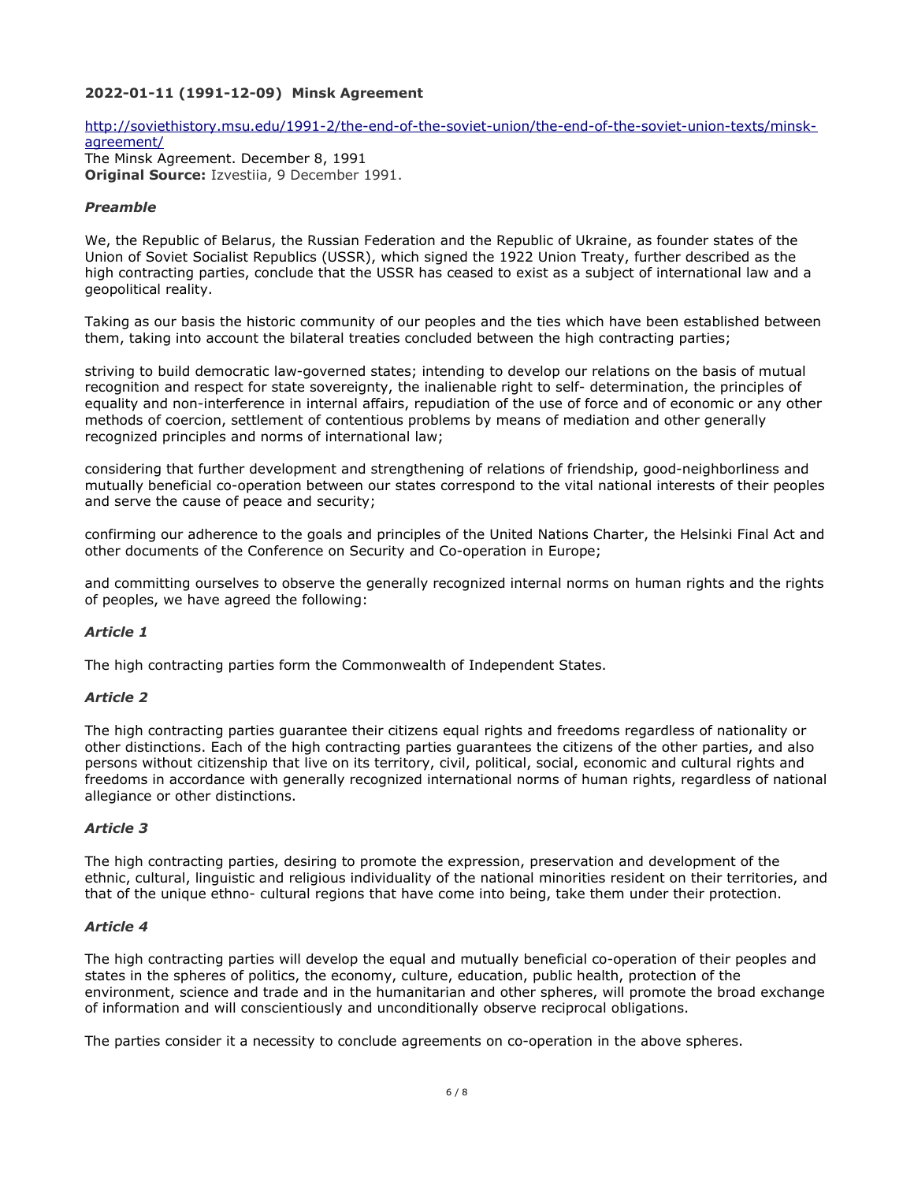**2022-01-11 (1991-12-09) Minsk Agreement**

[http://soviethistory.msu.edu/1991-2/the-end-of-the-soviet-union/the-end-of-the-soviet-union-texts/minsk-agreement/](http://soviethistory.msu.edu/1991-2/the-end-of-the-soviet-union/the-end-of-the-soviet-union-texts/minsk-agreement/)
The Minsk Agreement. December 8, 1991
**Original Source:** Izvestiia, 9 December 1991.

***Preamble***

We, the Republic of Belarus, the Russian Federation and the Republic of Ukraine, as founder states of the Union of Soviet Socialist Republics (USSR), which signed the 1922 Union Treaty, further described as the high contracting parties, conclude that the USSR has ceased to exist as a subject of international law and a geopolitical reality.

Taking as our basis the historic community of our peoples and the ties which have been established between them, taking into account the bilateral treaties concluded between the high contracting parties;

striving to build democratic law-governed states; intending to develop our relations on the basis of mutual recognition and respect for state sovereignty, the inalienable right to self- determination, the principles of equality and non-interference in internal affairs, repudiation of the use of force and of economic or any other methods of coercion, settlement of contentious problems by means of mediation and other generally recognized principles and norms of international law;

considering that further development and strengthening of relations of friendship, good-neighborliness and mutually beneficial co-operation between our states correspond to the vital national interests of their peoples and serve the cause of peace and security;

confirming our adherence to the goals and principles of the United Nations Charter, the Helsinki Final Act and other documents of the Conference on Security and Co-operation in Europe;

and committing ourselves to observe the generally recognized internal norms on human rights and the rights of peoples, we have agreed the following:

***Article 1***

The high contracting parties form the Commonwealth of Independent States.

***Article 2***

The high contracting parties guarantee their citizens equal rights and freedoms regardless of nationality or other distinctions. Each of the high contracting parties guarantees the citizens of the other parties, and also persons without citizenship that live on its territory, civil, political, social, economic and cultural rights and freedoms in accordance with generally recognized international norms of human rights, regardless of national allegiance or other distinctions.

***Article 3***

The high contracting parties, desiring to promote the expression, preservation and development of the ethnic, cultural, linguistic and religious individuality of the national minorities resident on their territories, and that of the unique ethno- cultural regions that have come into being, take them under their protection.

***Article 4***

The high contracting parties will develop the equal and mutually beneficial co-operation of their peoples and states in the spheres of politics, the economy, culture, education, public health, protection of the environment, science and trade and in the humanitarian and other spheres, will promote the broad exchange of information and will conscientiously and unconditionally observe reciprocal obligations.

The parties consider it a necessity to conclude agreements on co-operation in the above spheres.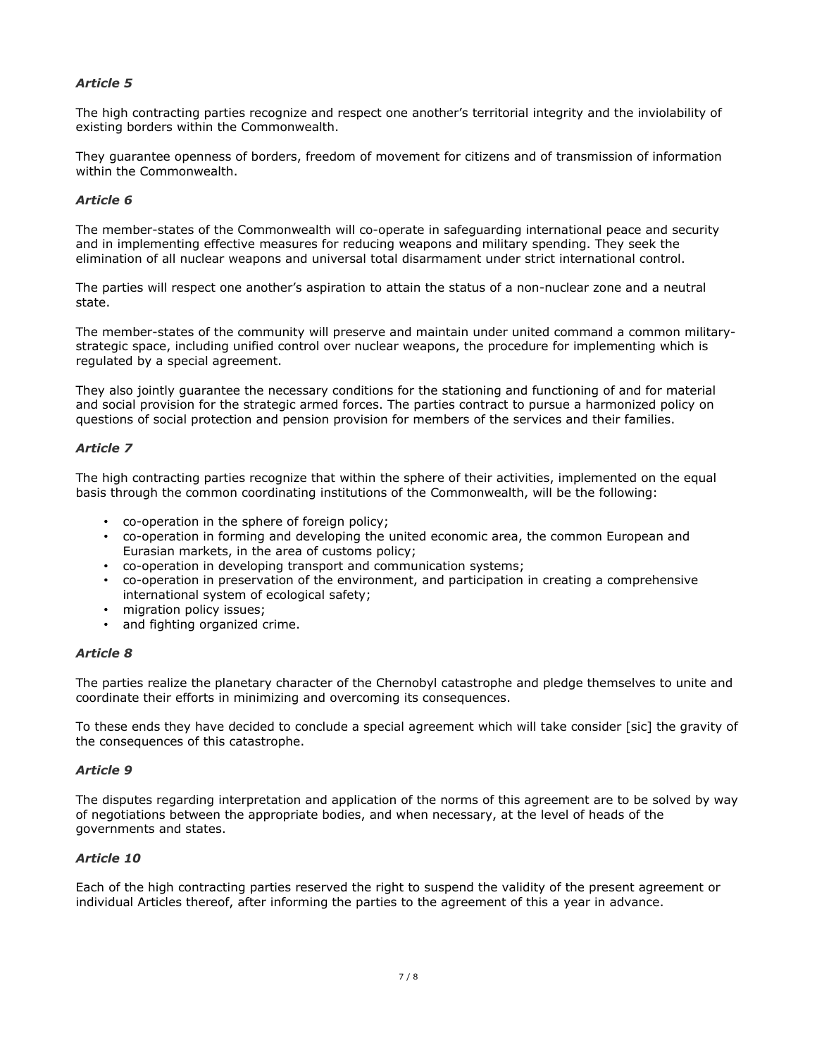***Article 5***

The high contracting parties recognize and respect one another's territorial integrity and the inviolability of existing borders within the Commonwealth.

They guarantee openness of borders, freedom of movement for citizens and of transmission of information within the Commonwealth.

***Article 6***

The member-states of the Commonwealth will co-operate in safeguarding international peace and security and in implementing effective measures for reducing weapons and military spending. They seek the elimination of all nuclear weapons and universal total disarmament under strict international control.

The parties will respect one another's aspiration to attain the status of a non-nuclear zone and a neutral state.

The member-states of the community will preserve and maintain under united command a common military-strategic space, including unified control over nuclear weapons, the procedure for implementing which is regulated by a special agreement.

They also jointly guarantee the necessary conditions for the stationing and functioning of and for material and social provision for the strategic armed forces. The parties contract to pursue a harmonized policy on questions of social protection and pension provision for members of the services and their families.

***Article 7***

The high contracting parties recognize that within the sphere of their activities, implemented on the equal basis through the common coordinating institutions of the Commonwealth, will be the following:

- co-operation in the sphere of foreign policy;
- co-operation in forming and developing the united economic area, the common European and Eurasian markets, in the area of customs policy;
- co-operation in developing transport and communication systems;
- co-operation in preservation of the environment, and participation in creating a comprehensive international system of ecological safety;
- migration policy issues;
- and fighting organized crime.

***Article 8***

The parties realize the planetary character of the Chernobyl catastrophe and pledge themselves to unite and coordinate their efforts in minimizing and overcoming its consequences.

To these ends they have decided to conclude a special agreement which will take consider [sic] the gravity of the consequences of this catastrophe.

***Article 9***

The disputes regarding interpretation and application of the norms of this agreement are to be solved by way of negotiations between the appropriate bodies, and when necessary, at the level of heads of the governments and states.

***Article 10***

Each of the high contracting parties reserved the right to suspend the validity of the present agreement or individual Articles thereof, after informing the parties to the agreement of this a year in advance.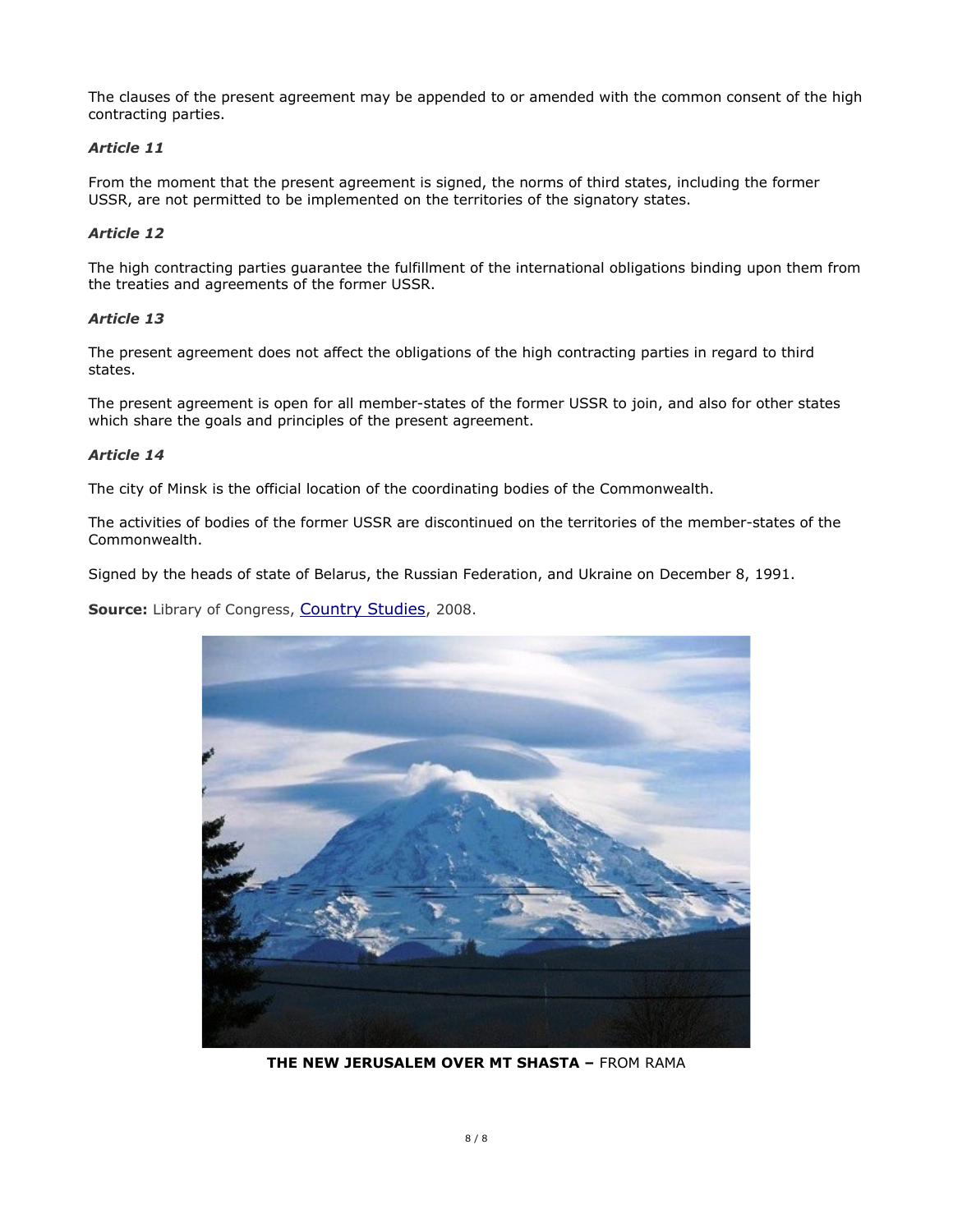The clauses of the present agreement may be appended to or amended with the common consent of the high contracting parties.

***Article 11***

From the moment that the present agreement is signed, the norms of third states, including the former USSR, are not permitted to be implemented on the territories of the signatory states.

***Article 12***

The high contracting parties guarantee the fulfillment of the international obligations binding upon them from the treaties and agreements of the former USSR.

***Article 13***

The present agreement does not affect the obligations of the high contracting parties in regard to third states.

The present agreement is open for all member-states of the former USSR to join, and also for other states which share the goals and principles of the present agreement.

***Article 14***

The city of Minsk is the official location of the coordinating bodies of the Commonwealth.

The activities of bodies of the former USSR are discontinued on the territories of the member-states of the Commonwealth.

Signed by the heads of state of Belarus, the Russian Federation, and Ukraine on December 8, 1991.

**Source:** Library of Congress, Country Studies, 2008.

**THE NEW JERUSALEM OVER MT SHASTA –** FROM RAMA